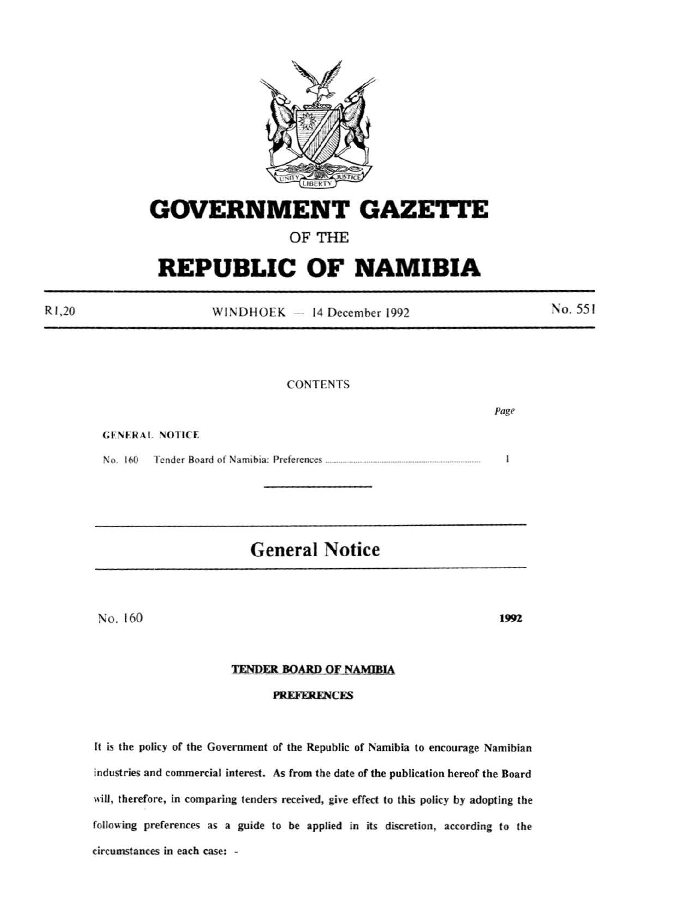# GOVERNMENT GAZETTE

OF THE

# REPUBLIC OF NAMIBIA

R1,20 WINDHOEK — 14 December 1992 No. 551

CONTENTS

| | Page |
|---|---|
| **GENERAL NOTICE** | |
| No. 160 Tender Board of Namibia: Preferences | 1 |

## General Notice

No. 160 **1992**

### TENDER BOARD OF NAMIBIA

**PREFERENCES**

It is the policy of the Government of the Republic of Namibia to encourage Namibian industries and commercial interest. As from the date of the publication hereof the Board will, therefore, in comparing tenders received, give effect to this policy by adopting the following preferences as a guide to be applied in its discretion, according to the circumstances in each case: -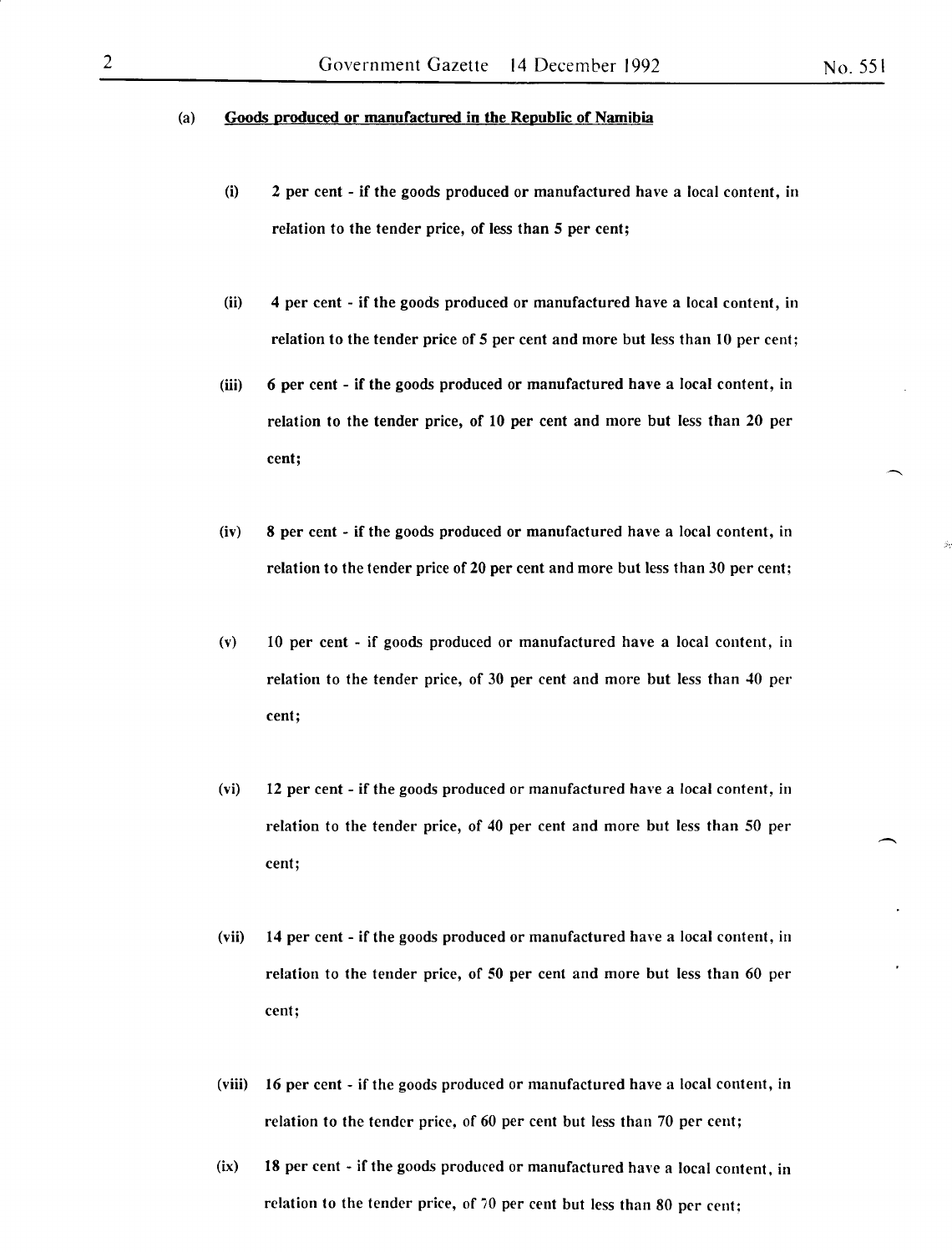(a) <u>Goods produced or manufactured in the Republic of Namibia</u>

(i) **2 per cent - if the goods produced or manufactured have a local content, in relation to the tender price, of less than 5 per cent;**

(ii) **4 per cent - if the goods produced or manufactured have a local content, in relation to the tender price of 5 per cent and more but less than 10 per cent;**

(iii) **6 per cent - if the goods produced or manufactured have a local content, in relation to the tender price, of 10 per cent and more but less than 20 per cent;**

(iv) **8 per cent - if the goods produced or manufactured have a local content, in relation to the tender price of 20 per cent and more but less than 30 per cent;**

(v) **10 per cent - if goods produced or manufactured have a local content, in relation to the tender price, of 30 per cent and more but less than 40 per cent;**

(vi) **12 per cent - if the goods produced or manufactured have a local content, in relation to the tender price, of 40 per cent and more but less than 50 per cent;**

(vii) **14 per cent - if the goods produced or manufactured have a local content, in relation to the tender price, of 50 per cent and more but less than 60 per cent;**

(viii) **16 per cent - if the goods produced or manufactured have a local content, in relation to the tender price, of 60 per cent but less than 70 per cent;**

(ix) **18 per cent - if the goods produced or manufactured have a local content, in relation to the tender price, of 70 per cent but less than 80 per cent;**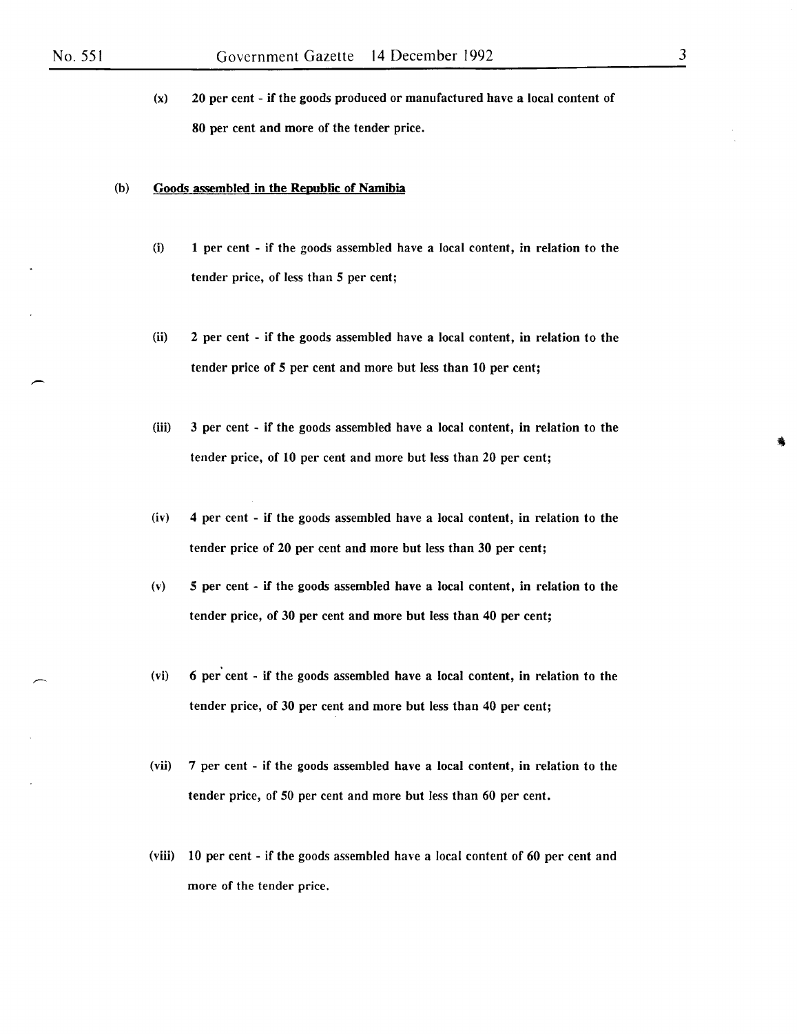(x) 20 per cent - if the goods produced or manufactured have a local content of 80 per cent and more of the tender price.

(b) <u>Goods assembled in the Republic of Namibia</u>

(i) 1 per cent - if the goods assembled have a local content, in relation to the tender price, of less than 5 per cent;

(ii) 2 per cent - if the goods assembled have a local content, in relation to the tender price of 5 per cent and more but less than 10 per cent;

(iii) 3 per cent - if the goods assembled have a local content, in relation to the tender price, of 10 per cent and more but less than 20 per cent;

(iv) 4 per cent - if the goods assembled have a local content, in relation to the tender price of 20 per cent and more but less than 30 per cent;

(v) 5 per cent - if the goods assembled have a local content, in relation to the tender price, of 30 per cent and more but less than 40 per cent;

(vi) 6 per cent - if the goods assembled have a local content, in relation to the tender price, of 30 per cent and more but less than 40 per cent;

(vii) 7 per cent - if the goods assembled have a local content, in relation to the tender price, of 50 per cent and more but less than 60 per cent.

(viii) 10 per cent - if the goods assembled have a local content of 60 per cent and more of the tender price.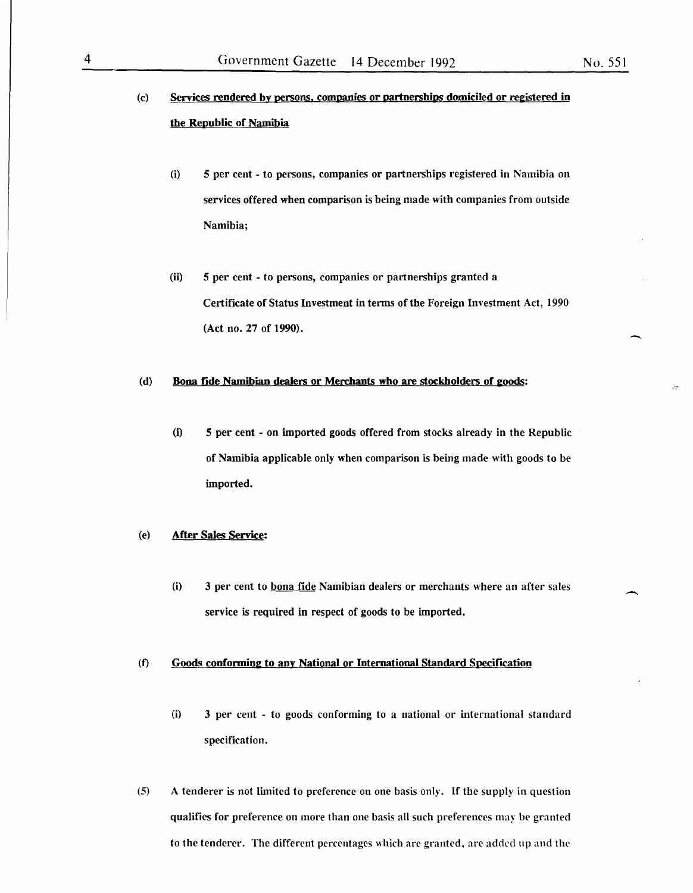(c) <u>Services rendered by persons, companies or partnerships domiciled or registered in the Republic of Namibia</u>

(i) 5 per cent - to persons, companies or partnerships registered in Namibia on services offered when comparison is being made with companies from outside Namibia;

(ii) 5 per cent - to persons, companies or partnerships granted a Certificate of Status Investment in terms of the Foreign Investment Act, 1990 (Act no. 27 of 1990).

(d) <u>Bona fide Namibian dealers or Merchants who are stockholders of goods</u>:

(i) 5 per cent - on imported goods offered from stocks already in the Republic of Namibia applicable only when comparison is being made with goods to be imported.

(e) <u>After Sales Service</u>:

(i) 3 per cent to <u>bona fide</u> Namibian dealers or merchants where an after sales service is required in respect of goods to be imported.

(f) <u>Goods conforming to any National or International Standard Specification</u>

(i) 3 per cent - to goods conforming to a national or international standard specification.

(5) A tenderer is not limited to preference on one basis only. If the supply in question qualifies for preference on more than one basis all such preferences may be granted to the tenderer. The different percentages which are granted, are added up and the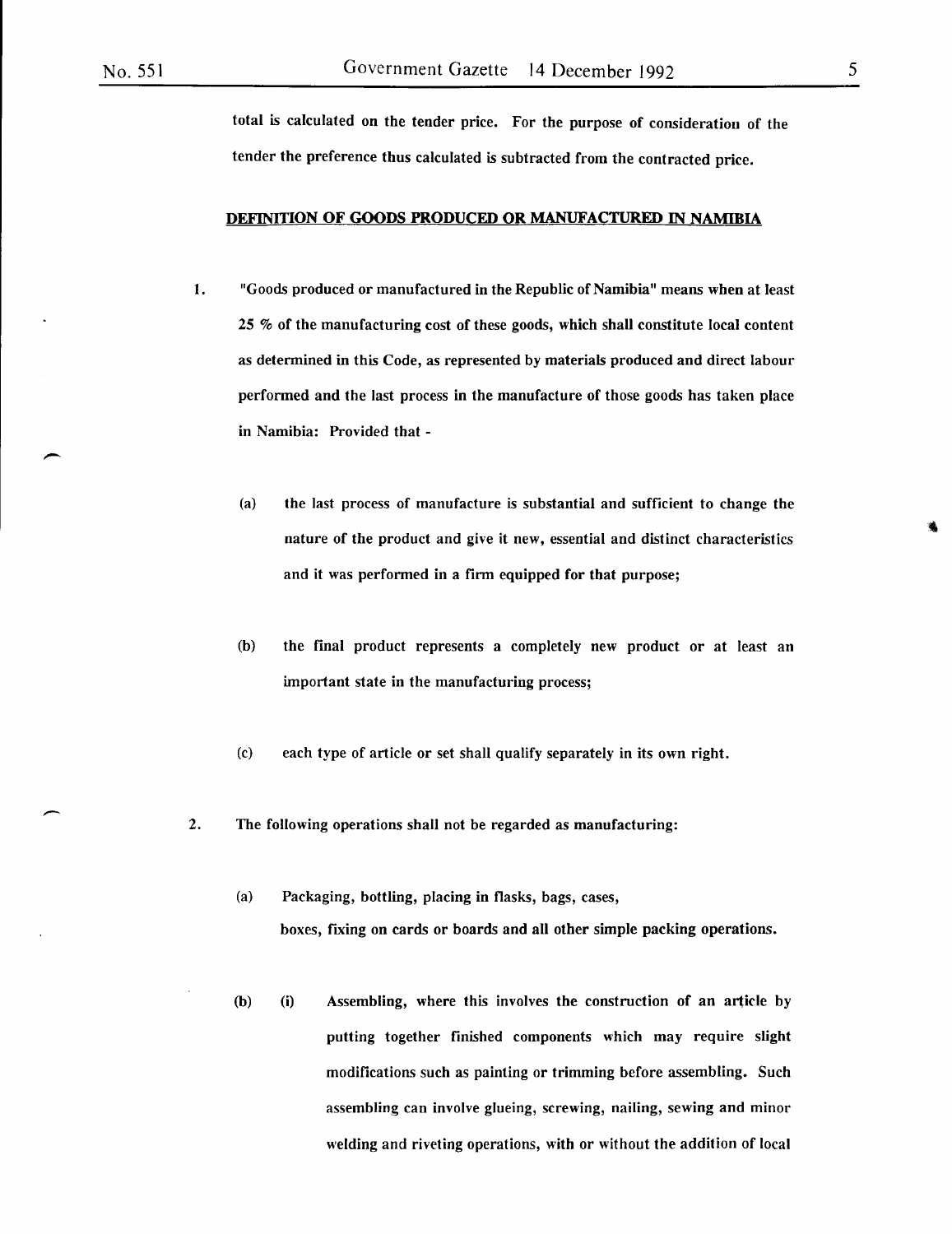total is calculated on the tender price. For the purpose of consideration of the tender the preference thus calculated is subtracted from the contracted price.

**DEFINITION OF GOODS PRODUCED OR MANUFACTURED IN NAMIBIA**

1. "Goods produced or manufactured in the Republic of Namibia" means when at least 25 % of the manufacturing cost of these goods, which shall constitute local content as determined in this Code, as represented by materials produced and direct labour performed and the last process in the manufacture of those goods has taken place in Namibia: Provided that -

   (a) the last process of manufacture is substantial and sufficient to change the nature of the product and give it new, essential and distinct characteristics and it was performed in a firm equipped for that purpose;

   (b) the final product represents a completely new product or at least an important state in the manufacturing process;

   (c) each type of article or set shall qualify separately in its own right.

2. The following operations shall not be regarded as manufacturing:

   (a) Packaging, bottling, placing in flasks, bags, cases, boxes, fixing on cards or boards and all other simple packing operations.

   (b) (i) Assembling, where this involves the construction of an article by putting together finished components which may require slight modifications such as painting or trimming before assembling. Such assembling can involve glueing, screwing, nailing, sewing and minor welding and riveting operations, with or without the addition of local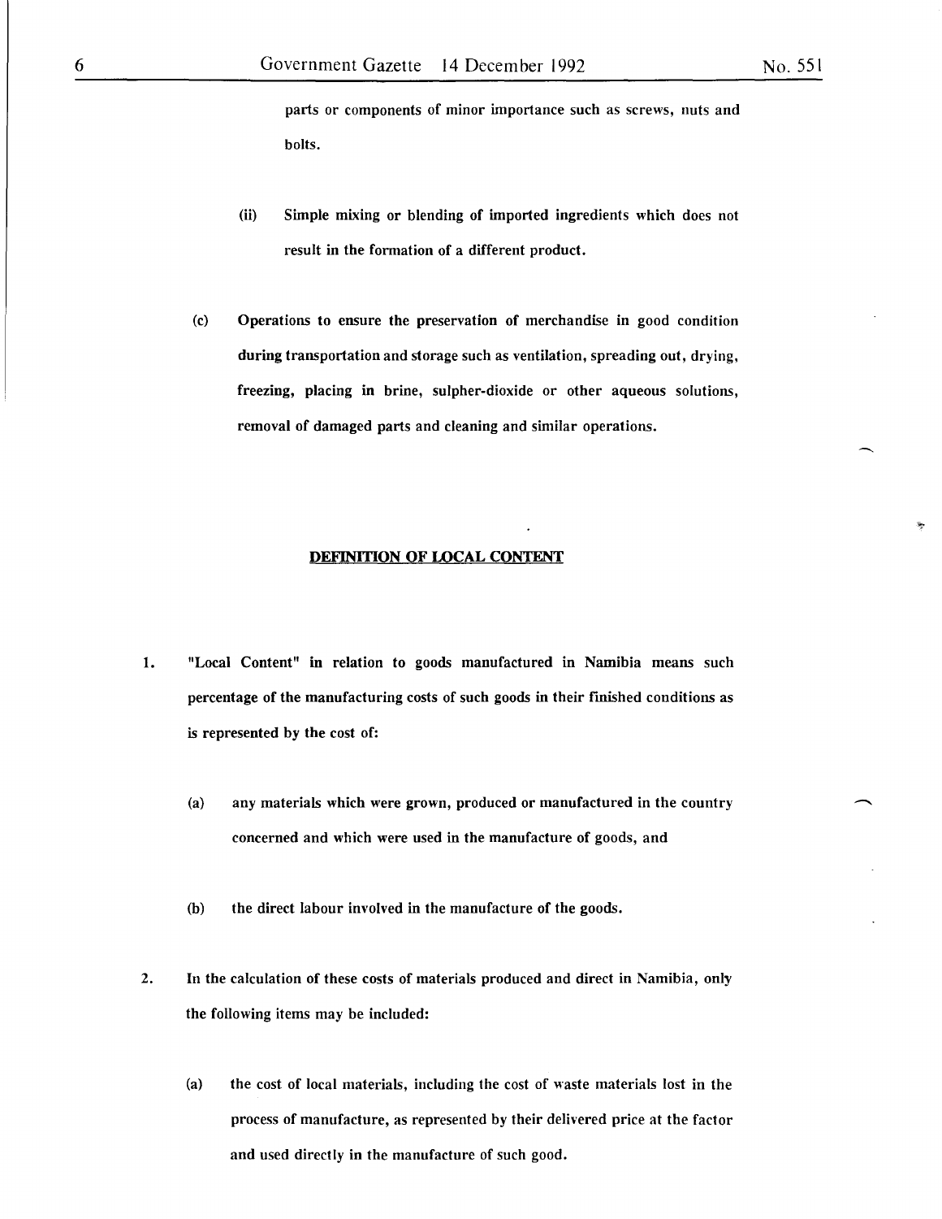parts or components of minor importance such as screws, nuts and bolts.

(ii) Simple mixing or blending of imported ingredients which does not result in the formation of a different product.

(c) Operations to ensure the preservation of merchandise in good condition during transportation and storage such as ventilation, spreading out, drying, freezing, placing in brine, sulpher-dioxide or other aqueous solutions, removal of damaged parts and cleaning and similar operations.

## DEFINITION OF LOCAL CONTENT

1. "Local Content" in relation to goods manufactured in Namibia means such percentage of the manufacturing costs of such goods in their finished conditions as is represented by the cost of:

   (a) any materials which were grown, produced or manufactured in the country concerned and which were used in the manufacture of goods, and

   (b) the direct labour involved in the manufacture of the goods.

2. In the calculation of these costs of materials produced and direct in Namibia, only the following items may be included:

   (a) the cost of local materials, including the cost of waste materials lost in the process of manufacture, as represented by their delivered price at the factor and used directly in the manufacture of such good.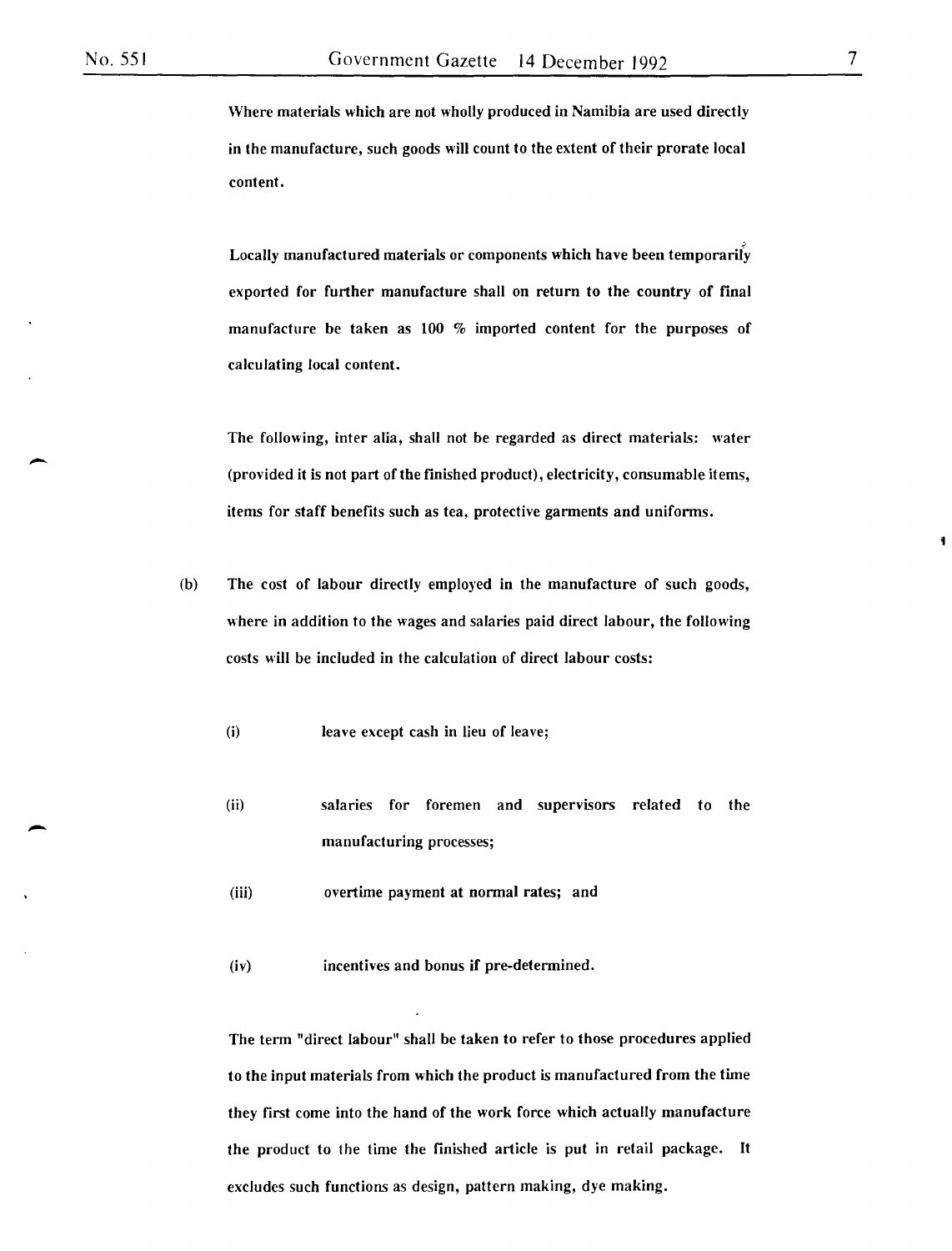Where materials which are not wholly produced in Namibia are used directly in the manufacture, such goods will count to the extent of their prorate local content.

Locally manufactured materials or components which have been temporarily exported for further manufacture shall on return to the country of final manufacture be taken as 100 % imported content for the purposes of calculating local content.

The following, inter alia, shall not be regarded as direct materials: water (provided it is not part of the finished product), electricity, consumable items, items for staff benefits such as tea, protective garments and uniforms.

(b) The cost of labour directly employed in the manufacture of such goods, where in addition to the wages and salaries paid direct labour, the following costs will be included in the calculation of direct labour costs:

(i) leave except cash in lieu of leave;

(ii) salaries for foremen and supervisors related to the manufacturing processes;

(iii) overtime payment at normal rates; and

(iv) incentives and bonus if pre-determined.

The term "direct labour" shall be taken to refer to those procedures applied to the input materials from which the product is manufactured from the time they first come into the hand of the work force which actually manufacture the product to the time the finished article is put in retail package. It excludes such functions as design, pattern making, dye making.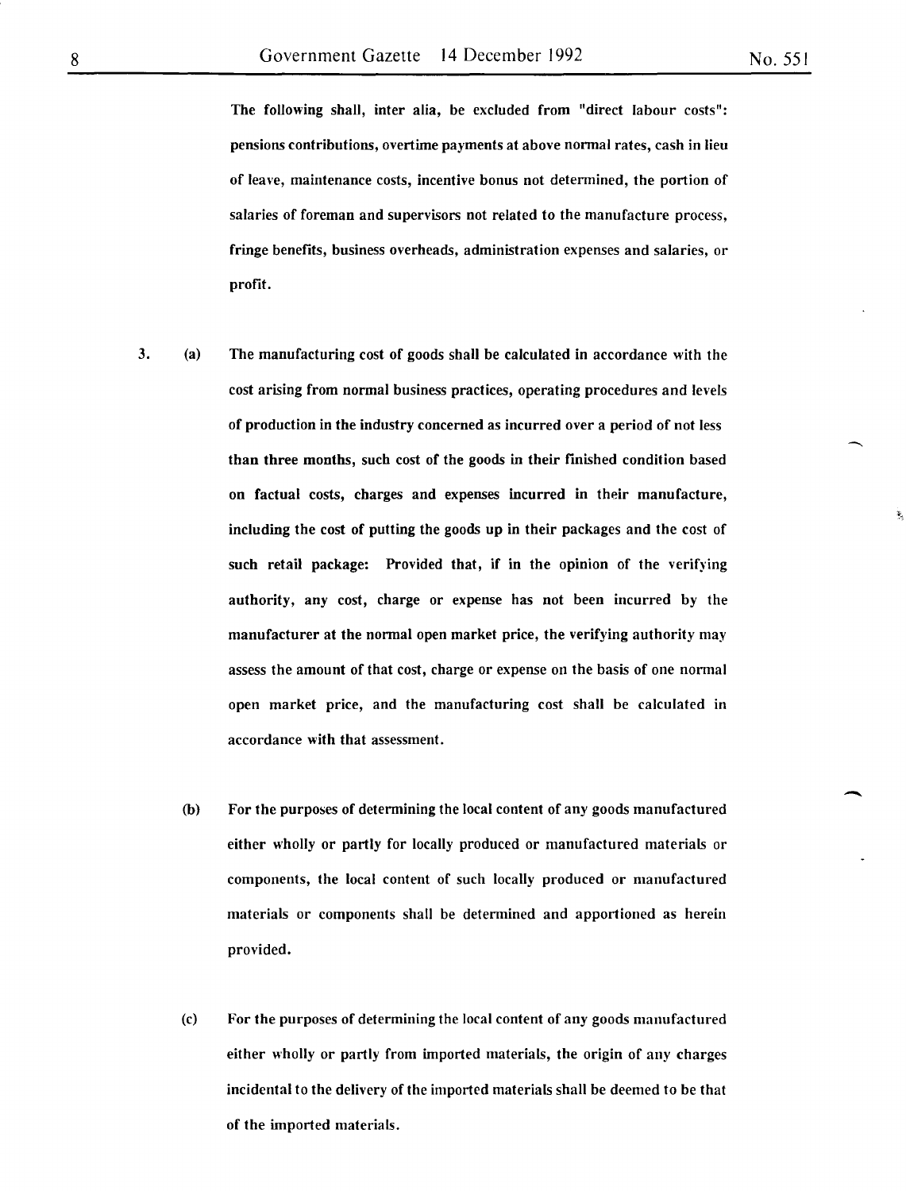The following shall, inter alia, be excluded from "direct labour costs": pensions contributions, overtime payments at above normal rates, cash in lieu of leave, maintenance costs, incentive bonus not determined, the portion of salaries of foreman and supervisors not related to the manufacture process, fringe benefits, business overheads, administration expenses and salaries, or profit.

3. (a) The manufacturing cost of goods shall be calculated in accordance with the cost arising from normal business practices, operating procedures and levels of production in the industry concerned as incurred over a period of not less than three months, such cost of the goods in their finished condition based on factual costs, charges and expenses incurred in their manufacture, including the cost of putting the goods up in their packages and the cost of such retail package: Provided that, if in the opinion of the verifying authority, any cost, charge or expense has not been incurred by the manufacturer at the normal open market price, the verifying authority may assess the amount of that cost, charge or expense on the basis of one normal open market price, and the manufacturing cost shall be calculated in accordance with that assessment.

   (b) For the purposes of determining the local content of any goods manufactured either wholly or partly for locally produced or manufactured materials or components, the local content of such locally produced or manufactured materials or components shall be determined and apportioned as herein provided.

   (c) For the purposes of determining the local content of any goods manufactured either wholly or partly from imported materials, the origin of any charges incidental to the delivery of the imported materials shall be deemed to be that of the imported materials.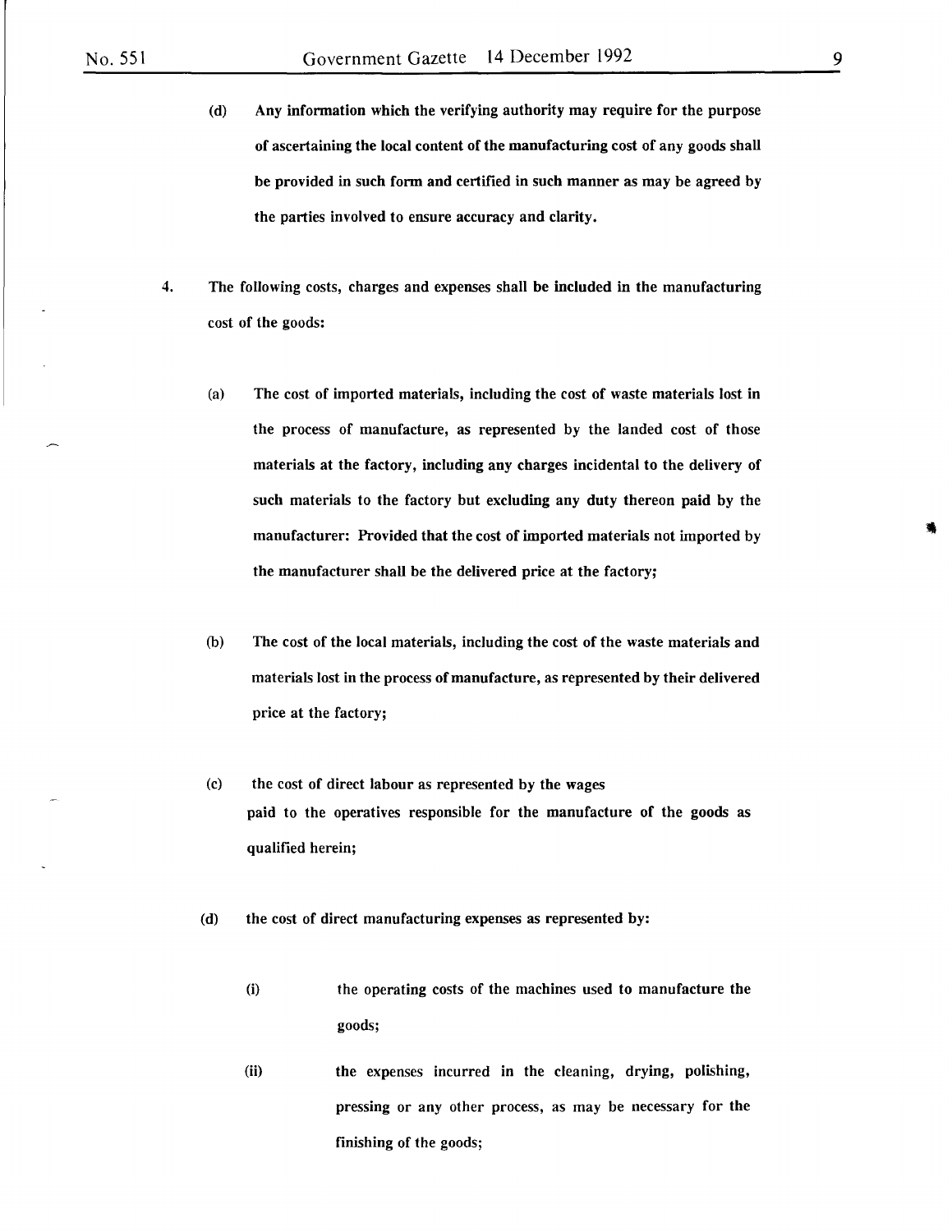(d) Any information which the verifying authority may require for the purpose of ascertaining the local content of the manufacturing cost of any goods shall be provided in such form and certified in such manner as may be agreed by the parties involved to ensure accuracy and clarity.

4. The following costs, charges and expenses shall be included in the manufacturing cost of the goods:

   (a) The cost of imported materials, including the cost of waste materials lost in the process of manufacture, as represented by the landed cost of those materials at the factory, including any charges incidental to the delivery of such materials to the factory but excluding any duty thereon paid by the manufacturer: Provided that the cost of imported materials not imported by the manufacturer shall be the delivered price at the factory;

   (b) The cost of the local materials, including the cost of the waste materials and materials lost in the process of manufacture, as represented by their delivered price at the factory;

   (c) the cost of direct labour as represented by the wages paid to the operatives responsible for the manufacture of the goods as qualified herein;

   (d) the cost of direct manufacturing expenses as represented by:

      (i) the operating costs of the machines used to manufacture the goods;

      (ii) the expenses incurred in the cleaning, drying, polishing, pressing or any other process, as may be necessary for the finishing of the goods;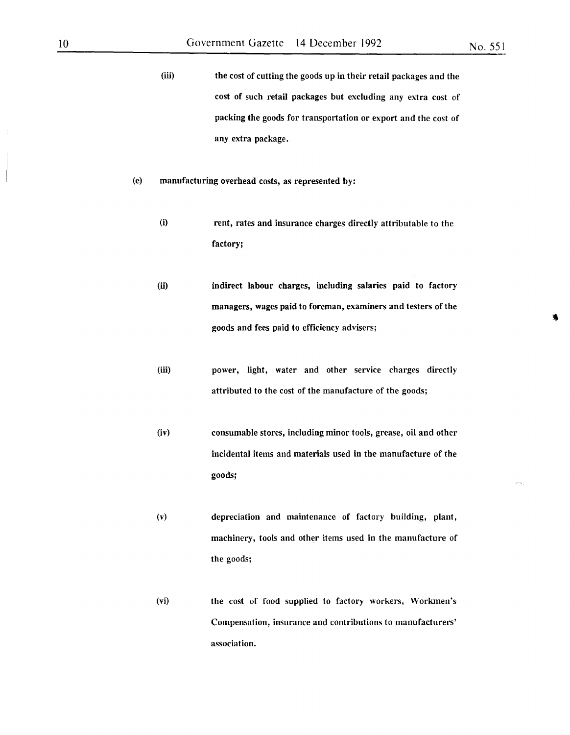(iii) the cost of cutting the goods up in their retail packages and the cost of such retail packages but excluding any extra cost of packing the goods for transportation or export and the cost of any extra package.

(e) manufacturing overhead costs, as represented by:

(i) rent, rates and insurance charges directly attributable to the factory;

(ii) indirect labour charges, including salaries paid to factory managers, wages paid to foreman, examiners and testers of the goods and fees paid to efficiency advisers;

(iii) power, light, water and other service charges directly attributed to the cost of the manufacture of the goods;

(iv) consumable stores, including minor tools, grease, oil and other incidental items and materials used in the manufacture of the goods;

(v) depreciation and maintenance of factory building, plant, machinery, tools and other items used in the manufacture of the goods;

(vi) the cost of food supplied to factory workers, Workmen's Compensation, insurance and contributions to manufacturers' association.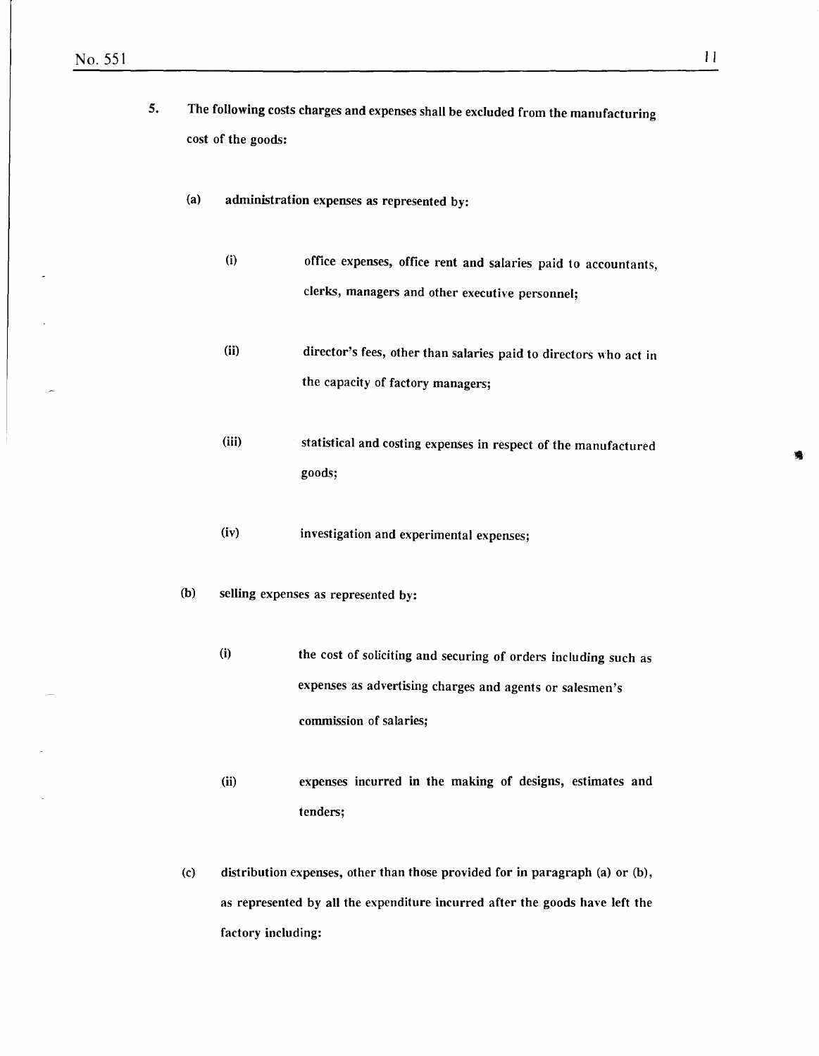5. The following costs charges and expenses shall be excluded from the manufacturing cost of the goods:

   (a) administration expenses as represented by:

      (i) office expenses, office rent and salaries paid to accountants, clerks, managers and other executive personnel;

      (ii) director's fees, other than salaries paid to directors who act in the capacity of factory managers;

      (iii) statistical and costing expenses in respect of the manufactured goods;

      (iv) investigation and experimental expenses;

   (b) selling expenses as represented by:

      (i) the cost of soliciting and securing of orders including such as expenses as advertising charges and agents or salesmen's commission of salaries;

      (ii) expenses incurred in the making of designs, estimates and tenders;

   (c) distribution expenses, other than those provided for in paragraph (a) or (b), as represented by all the expenditure incurred after the goods have left the factory including: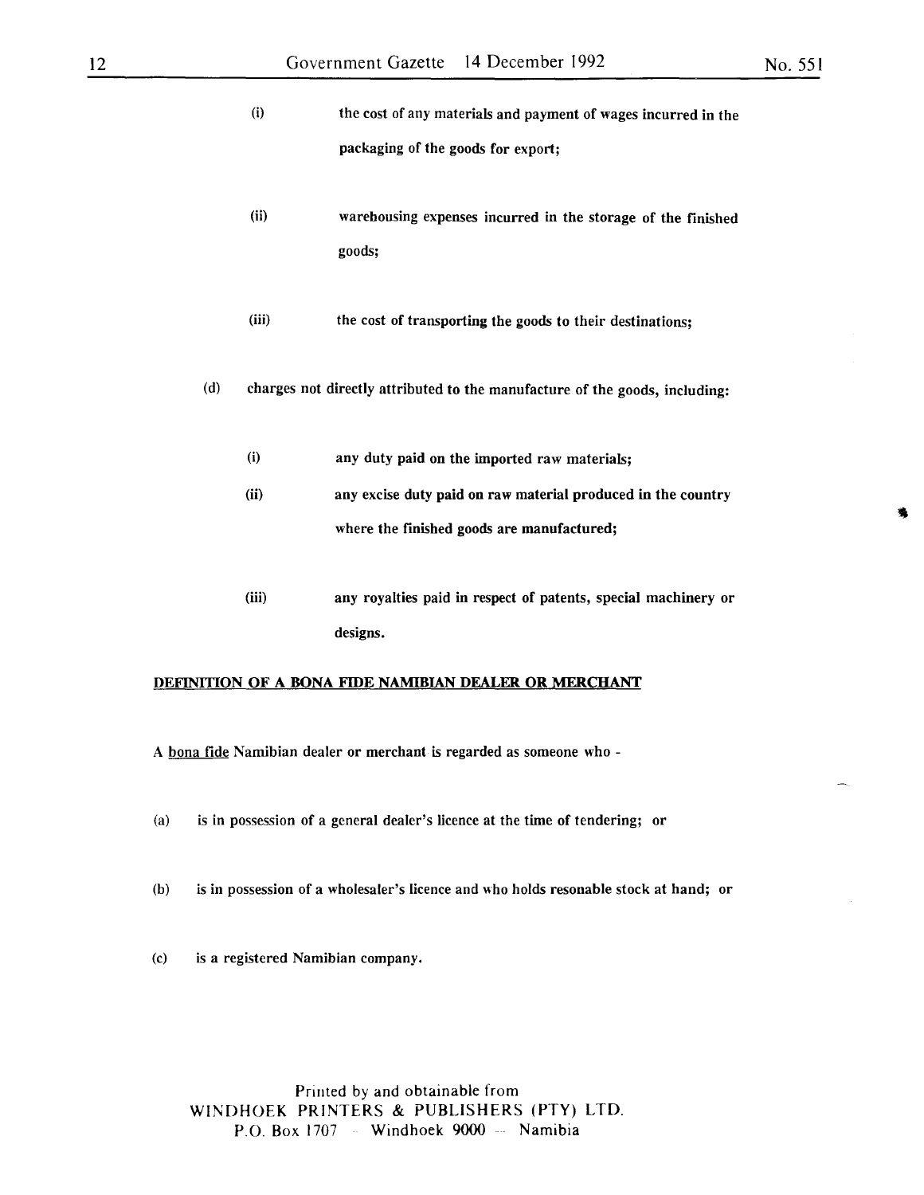(i) the cost of any materials and payment of wages incurred in the packaging of the goods for export;

(ii) warehousing expenses incurred in the storage of the finished goods;

(iii) the cost of transporting the goods to their destinations;

(d) charges not directly attributed to the manufacture of the goods, including:

(i) any duty paid on the imported raw materials;

(ii) any excise duty paid on raw material produced in the country where the finished goods are manufactured;

(iii) any royalties paid in respect of patents, special machinery or designs.

**DEFINITION OF A BONA FIDE NAMIBIAN DEALER OR MERCHANT**

A bona fide Namibian dealer or merchant is regarded as someone who -

(a) is in possession of a general dealer's licence at the time of tendering; or

(b) is in possession of a wholesaler's licence and who holds resonable stock at hand; or

(c) is a registered Namibian company.

Printed by and obtainable from
WINDHOEK PRINTERS & PUBLISHERS (PTY) LTD.
P.O. Box 1707 — Windhoek 9000 — Namibia